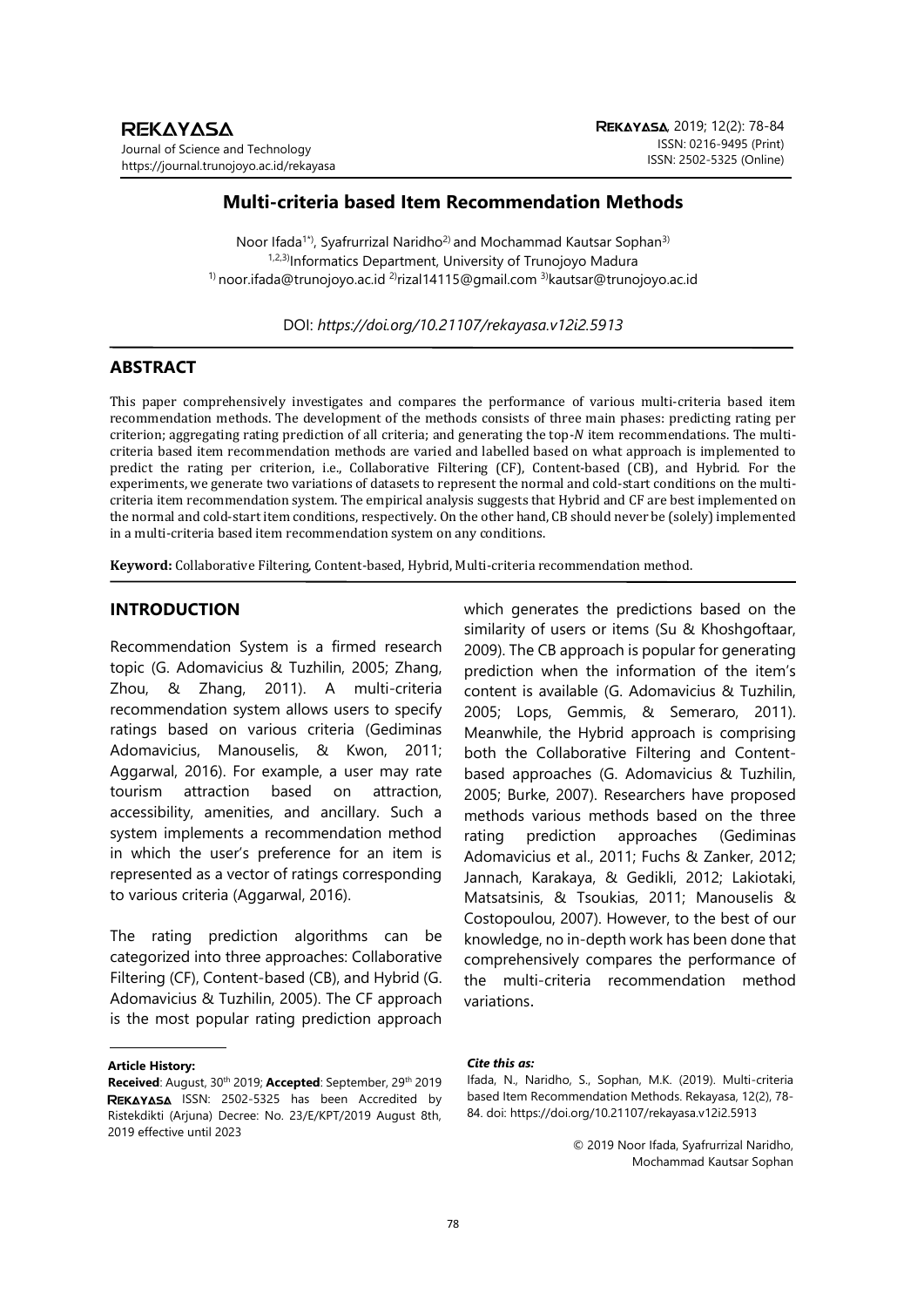# Multi-criteria based Item Recommendation Methods

Noor Ifada[1*], Syafrurrizal Naridho[2] and Mochammad Kautsar Sophan[3]

[1,2,3]Informatics Department, University of Trunojoyo Madura

[1] noor.ifada@trunojoyo.ac.id [2]rizal14115@gmail.com [3]kautsar@trunojoyo.ac.id

DOI: *https://doi.org/10.21107/rekayasa.v12i2.5913*

## ABSTRACT

This paper comprehensively investigates and compares the performance of various multi-criteria based item recommendation methods. The development of the methods consists of three main phases: predicting rating per criterion; aggregating rating prediction of all criteria; and generating the top-$N$ item recommendations. The multi-criteria based item recommendation methods are varied and labelled based on what approach is implemented to predict the rating per criterion, i.e., Collaborative Filtering (CF), Content-based (CB), and Hybrid. For the experiments, we generate two variations of datasets to represent the normal and cold-start conditions on the multi-criteria item recommendation system. The empirical analysis suggests that Hybrid and CF are best implemented on the normal and cold-start item conditions, respectively. On the other hand, CB should never be (solely) implemented in a multi-criteria based item recommendation system on any conditions.

**Keyword:** Collaborative Filtering, Content-based, Hybrid, Multi-criteria recommendation method.

## INTRODUCTION

Recommendation System is a firmed research topic (G. Adomavicius & Tuzhilin, 2005; Zhang, Zhou, & Zhang, 2011). A multi-criteria recommendation system allows users to specify ratings based on various criteria (Gediminas Adomavicius, Manouselis, & Kwon, 2011; Aggarwal, 2016). For example, a user may rate tourism attraction based on attraction, accessibility, amenities, and ancillary. Such a system implements a recommendation method in which the user's preference for an item is represented as a vector of ratings corresponding to various criteria (Aggarwal, 2016).

The rating prediction algorithms can be categorized into three approaches: Collaborative Filtering (CF), Content-based (CB), and Hybrid (G. Adomavicius & Tuzhilin, 2005). The CF approach is the most popular rating prediction approach which generates the predictions based on the similarity of users or items (Su & Khoshgoftaar, 2009). The CB approach is popular for generating prediction when the information of the item's content is available (G. Adomavicius & Tuzhilin, 2005; Lops, Gemmis, & Semeraro, 2011). Meanwhile, the Hybrid approach is comprising both the Collaborative Filtering and Content-based approaches (G. Adomavicius & Tuzhilin, 2005; Burke, 2007). Researchers have proposed methods various methods based on the three rating prediction approaches (Gediminas Adomavicius et al., 2011; Fuchs & Zanker, 2012; Jannach, Karakaya, & Gedikli, 2012; Lakiotaki, Matsatsinis, & Tsoukias, 2011; Manouselis & Costopoulou, 2007). However, to the best of our knowledge, no in-depth work has been done that comprehensively compares the performance of the multi-criteria recommendation method variations.

**Article History:**

**Received**: August, 30th 2019; **Accepted**: September, 29th 2019

REKAYASA ISSN: 2502-5325 has been Accredited by Ristekdikti (Arjuna) Decree: No. 23/E/KPT/2019 August 8th, 2019 effective until 2023

***Cite this as:***

Ifada, N., Naridho, S., Sophan, M.K. (2019). Multi-criteria based Item Recommendation Methods. Rekayasa, 12(2), 78-84. doi: https://doi.org/10.21107/rekayasa.v12i2.5913

© 2019 Noor Ifada, Syafrurrizal Naridho, Mochammad Kautsar Sophan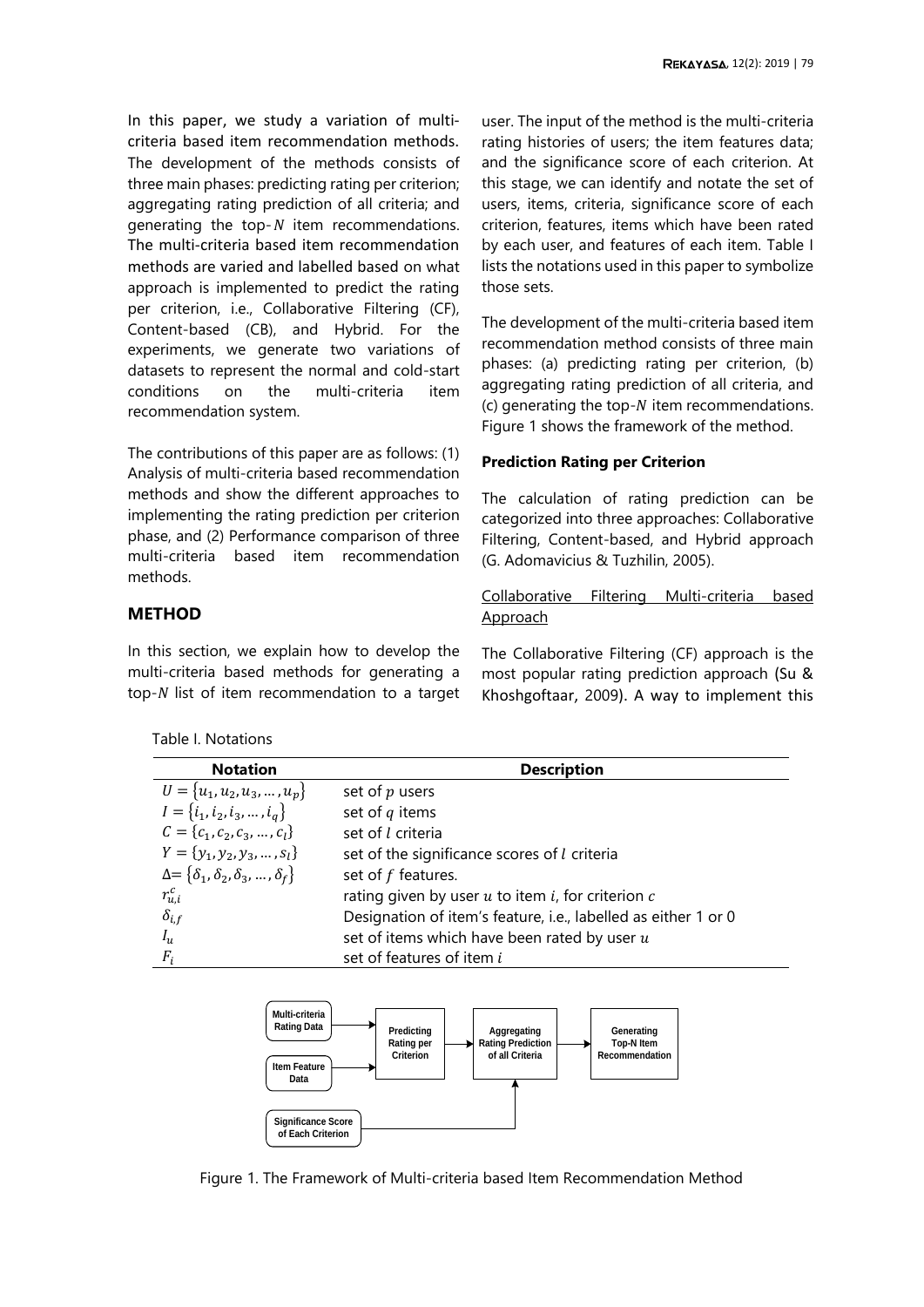In this paper, we study a variation of multi-criteria based item recommendation methods. The development of the methods consists of three main phases: predicting rating per criterion; aggregating rating prediction of all criteria; and generating the top-$N$ item recommendations. The multi-criteria based item recommendation methods are varied and labelled based on what approach is implemented to predict the rating per criterion, i.e., Collaborative Filtering (CF), Content-based (CB), and Hybrid. For the experiments, we generate two variations of datasets to represent the normal and cold-start conditions on the multi-criteria item recommendation system.

The contributions of this paper are as follows: (1) Analysis of multi-criteria based recommendation methods and show the different approaches to implementing the rating prediction per criterion phase, and (2) Performance comparison of three multi-criteria based item recommendation methods.

## METHOD

In this section, we explain how to develop the multi-criteria based methods for generating a top-$N$ list of item recommendation to a target user. The input of the method is the multi-criteria rating histories of users; the item features data; and the significance score of each criterion. At this stage, we can identify and notate the set of users, items, criteria, significance score of each criterion, features, items which have been rated by each user, and features of each item. Table I lists the notations used in this paper to symbolize those sets.

The development of the multi-criteria based item recommendation method consists of three main phases: (a) predicting rating per criterion, (b) aggregating rating prediction of all criteria, and (c) generating the top-$N$ item recommendations. Figure 1 shows the framework of the method.

Table I. Notations

| Notation | Description |
|---|---|
| $U = \{u_1, u_2, u_3, \dots, u_p\}$ | set of $p$ users |
| $I = \{i_1, i_2, i_3, \dots, i_q\}$ | set of $q$ items |
| $C = \{c_1, c_2, c_3, \dots, c_l\}$ | set of $l$ criteria |
| $Y = \{y_1, y_2, y_3, \dots, s_l\}$ | set of the significance scores of $l$ criteria |
| $\Delta = \{\delta_1, \delta_2, \delta_3, \dots, \delta_f\}$ | set of $f$ features. |
| $r_{u,i}^{c}$ | rating given by user $u$ to item $i$, for criterion $c$ |
| $\delta_{i,f}$ | Designation of item's feature, i.e., labelled as either 1 or 0 |
| $I_u$ | set of items which have been rated by user $u$ |
| $F_i$ | set of features of item $i$ |

Figure 1. The Framework of Multi-criteria based Item Recommendation Method

### Prediction Rating per Criterion

The calculation of rating prediction can be categorized into three approaches: Collaborative Filtering, Content-based, and Hybrid approach (G. Adomavicius & Tuzhilin, 2005).

#### Collaborative Filtering Multi-criteria based Approach

The Collaborative Filtering (CF) approach is the most popular rating prediction approach (Su & Khoshgoftaar, 2009). A way to implement this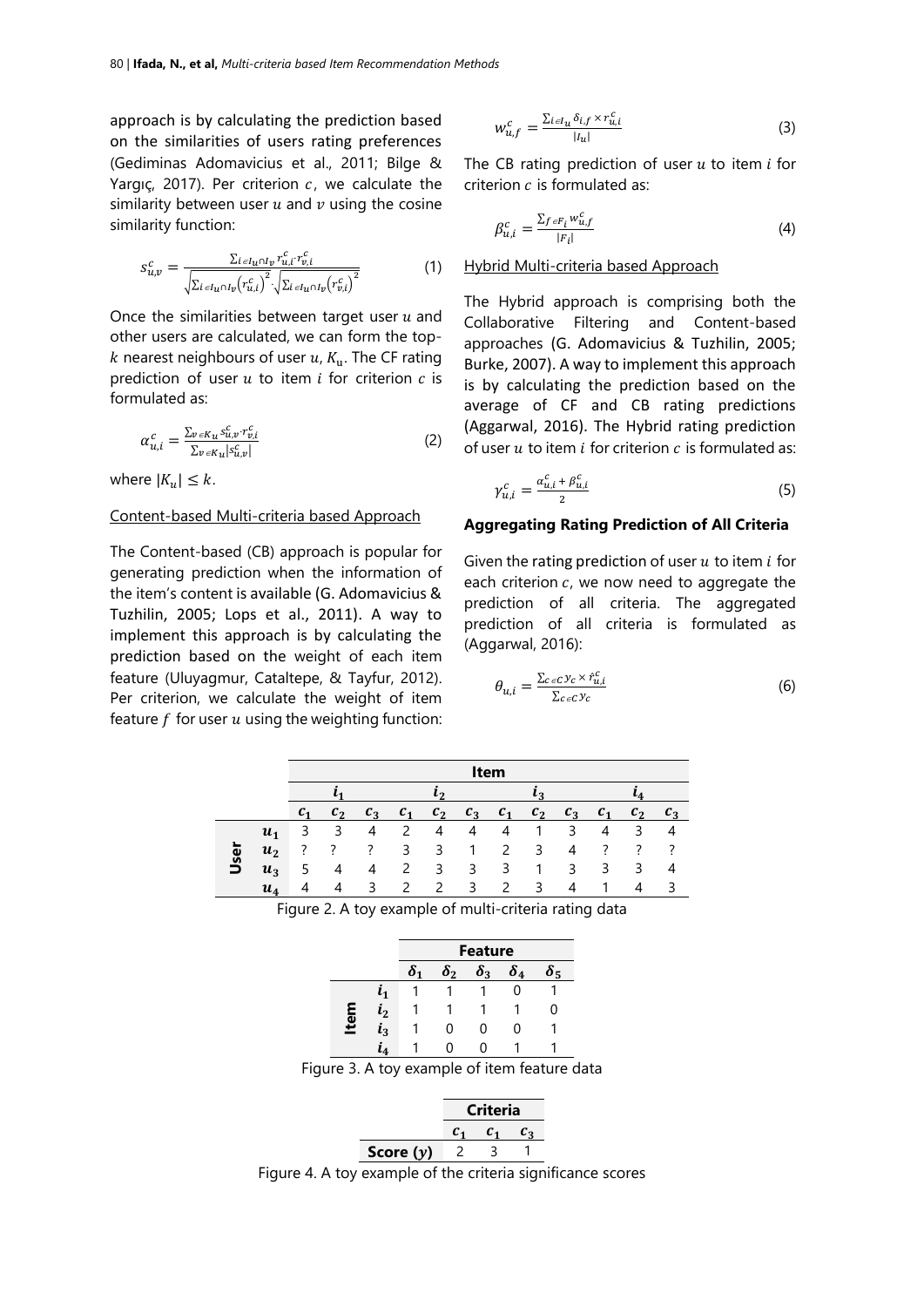approach is by calculating the prediction based on the similarities of users rating preferences (Gediminas Adomavicius et al., 2011; Bilge & Yargıç, 2017). Per criterion $c$, we calculate the similarity between user $u$ and $v$ using the cosine similarity function:

$$s_{u,v}^{c} = \frac{\sum_{i \in I_u \cap I_v} r_{u,i}^{c} \cdot r_{v,i}^{c}}{\sqrt{\sum_{i \in I_u \cap I_v} \left(r_{u,i}^{c}\right)^2} \cdot \sqrt{\sum_{i \in I_u \cap I_v} \left(r_{v,i}^{c}\right)^2}} \quad (1)$$

Once the similarities between target user $u$ and other users are calculated, we can form the top-$k$ nearest neighbours of user $u$, $K_u$. The CF rating prediction of user $u$ to item $i$ for criterion $c$ is formulated as:

$$\alpha_{u,i}^{c} = \frac{\sum_{v \in K_u} s_{u,v}^{c} \cdot r_{v,i}^{c}}{\sum_{v \in K_u} |s_{u,v}^{c}|} \quad (2)$$

where $|K_u| \leq k$.

Content-based Multi-criteria based Approach

The Content-based (CB) approach is popular for generating prediction when the information of the item's content is available (G. Adomavicius & Tuzhilin, 2005; Lops et al., 2011). A way to implement this approach is by calculating the prediction based on the weight of each item feature (Uluyagmur, Cataltepe, & Tayfur, 2012). Per criterion, we calculate the weight of item feature $f$ for user $u$ using the weighting function:

$$w_{u,f}^{c} = \frac{\sum_{i \in I_u} \delta_{i,f} \times r_{u,i}^{c}}{|I_u|} \quad (3)$$

The CB rating prediction of user $u$ to item $i$ for criterion $c$ is formulated as:

$$\beta_{u,i}^{c} = \frac{\sum_{f \in F_i} w_{u,f}^{c}}{|F_i|} \quad (4)$$

Hybrid Multi-criteria based Approach

The Hybrid approach is comprising both the Collaborative Filtering and Content-based approaches (G. Adomavicius & Tuzhilin, 2005; Burke, 2007). A way to implement this approach is by calculating the prediction based on the average of CF and CB rating predictions (Aggarwal, 2016). The Hybrid rating prediction of user $u$ to item $i$ for criterion $c$ is formulated as:

$$\gamma_{u,i}^{c} = \frac{\alpha_{u,i}^{c} + \beta_{u,i}^{c}}{2} \quad (5)$$

**Aggregating Rating Prediction of All Criteria**

Given the rating prediction of user $u$ to item $i$ for each criterion $c$, we now need to aggregate the prediction of all criteria. The aggregated prediction of all criteria is formulated as (Aggarwal, 2016):

$$\theta_{u,i} = \frac{\sum_{c \in C} y_c \times \hat{r}_{u,i}^{c}}{\sum_{c \in C} y_c} \quad (6)$$

| | | **Item** | | | | | | | | | | | |
|---|---|---|---|---|---|---|---|---|---|---|---|---|---|
| | | $i_1$ | | | $i_2$ | | | $i_3$ | | | $i_4$ | | |
| | | $c_1$ | $c_2$ | $c_3$ | $c_1$ | $c_2$ | $c_3$ | $c_1$ | $c_2$ | $c_3$ | $c_1$ | $c_2$ | $c_3$ |
| **User** | $u_1$ | 3 | 3 | 4 | 2 | 4 | 4 | 4 | 1 | 3 | 4 | 3 | 4 |
| | $u_2$ | ? | ? | ? | 3 | 3 | 1 | 2 | 3 | 4 | ? | ? | ? |
| | $u_3$ | 5 | 4 | 4 | 2 | 3 | 3 | 3 | 1 | 3 | 3 | 3 | 4 |
| | $u_4$ | 4 | 4 | 3 | 2 | 2 | 3 | 2 | 3 | 4 | 1 | 4 | 3 |

Figure 2. A toy example of multi-criteria rating data

| | | **Feature** | | | | |
|---|---|---|---|---|---|---|
| | | $\delta_1$ | $\delta_2$ | $\delta_3$ | $\delta_4$ | $\delta_5$ |
| **Item** | $i_1$ | 1 | 1 | 1 | 0 | 1 |
| | $i_2$ | 1 | 1 | 1 | 1 | 0 |
| | $i_3$ | 1 | 0 | 0 | 0 | 1 |
| | $i_4$ | 1 | 0 | 0 | 1 | 1 |

Figure 3. A toy example of item feature data

| | **Criteria** | | |
|---|---|---|---|
| | $c_1$ | $c_1$ | $c_3$ |
| **Score ($y$)** | 2 | 3 | 1 |

Figure 4. A toy example of the criteria significance scores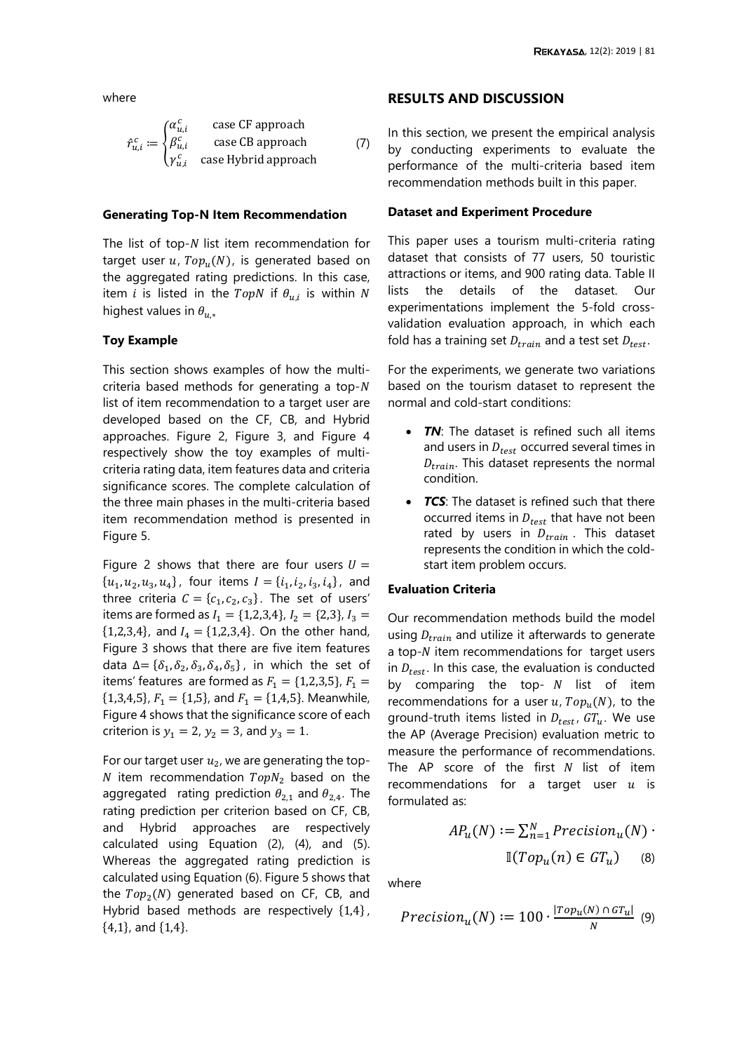where

$$\hat{r}_{u,i}^{c} := \begin{cases} \alpha_{u,i}^{c} & \text{case CF approach} \\ \beta_{u,i}^{c} & \text{case CB approach} \\ \gamma_{u,i}^{c} & \text{case Hybrid approach} \end{cases} \quad (7)$$

### Generating Top-N Item Recommendation

The list of top-$N$ list item recommendation for target user $u$, $Top_u(N)$, is generated based on the aggregated rating predictions. In this case, item $i$ is listed in the $TopN$ if $\theta_{u,i}$ is within $N$ highest values in $\theta_{u,*}$

### Toy Example

This section shows examples of how the multi-criteria based methods for generating a top-$N$ list of item recommendation to a target user are developed based on the CF, CB, and Hybrid approaches. Figure 2, Figure 3, and Figure 4 respectively show the toy examples of multi-criteria rating data, item features data and criteria significance scores. The complete calculation of the three main phases in the multi-criteria based item recommendation method is presented in Figure 5.

Figure 2 shows that there are four users $U = \{u_1, u_2, u_3, u_4\}$, four items $I = \{i_1, i_2, i_3, i_4\}$, and three criteria $C = \{c_1, c_2, c_3\}$. The set of users' items are formed as $I_1 = \{1,2,3,4\}$, $I_2 = \{2,3\}$, $I_3 = \{1,2,3,4\}$, and $I_4 = \{1,2,3,4\}$. On the other hand, Figure 3 shows that there are five item features data $\Delta = \{\delta_1, \delta_2, \delta_3, \delta_4, \delta_5\}$, in which the set of items' features are formed as $F_1 = \{1,2,3,5\}$, $F_1 = \{1,3,4,5\}$, $F_1 = \{1,5\}$, and $F_1 = \{1,4,5\}$. Meanwhile, Figure 4 shows that the significance score of each criterion is $y_1 = 2$, $y_2 = 3$, and $y_3 = 1$.

For our target user $u_2$, we are generating the top-$N$ item recommendation $TopN_2$ based on the aggregated rating prediction $\theta_{2,1}$ and $\theta_{2,4}$. The rating prediction per criterion based on CF, CB, and Hybrid approaches are respectively calculated using Equation (2), (4), and (5). Whereas the aggregated rating prediction is calculated using Equation (6). Figure 5 shows that the $Top_2(N)$ generated based on CF, CB, and Hybrid based methods are respectively $\{1,4\}$, $\{4,1\}$, and $\{1,4\}$.

## RESULTS AND DISCUSSION

In this section, we present the empirical analysis by conducting experiments to evaluate the performance of the multi-criteria based item recommendation methods built in this paper.

### Dataset and Experiment Procedure

This paper uses a tourism multi-criteria rating dataset that consists of 77 users, 50 touristic attractions or items, and 900 rating data. Table II lists the details of the dataset. Our experimentations implement the 5-fold cross-validation evaluation approach, in which each fold has a training set $D_{train}$ and a test set $D_{test}$.

For the experiments, we generate two variations based on the tourism dataset to represent the normal and cold-start conditions:

- ***TN***: The dataset is refined such all items and users in $D_{test}$ occurred several times in $D_{train}$. This dataset represents the normal condition.
- ***TCS***: The dataset is refined such that there occurred items in $D_{test}$ that have not been rated by users in $D_{train}$. This dataset represents the condition in which the cold-start item problem occurs.

### Evaluation Criteria

Our recommendation methods build the model using $D_{train}$ and utilize it afterwards to generate a top-$N$ item recommendations for target users in $D_{test}$. In this case, the evaluation is conducted by comparing the top-$N$ list of item recommendations for a user $u$, $Top_u(N)$, to the ground-truth items listed in $D_{test}$, $GT_u$. We use the AP (Average Precision) evaluation metric to measure the performance of recommendations. The AP score of the first $N$ list of item recommendations for a target user $u$ is formulated as:

$$AP_u(N) := \sum_{n=1}^{N} Precision_u(N) \cdot \mathbb{I}(Top_u(n) \in GT_u) \quad (8)$$

where

$$Precision_u(N) := 100 \cdot \frac{|Top_u(N) \cap GT_u|}{N} \quad (9)$$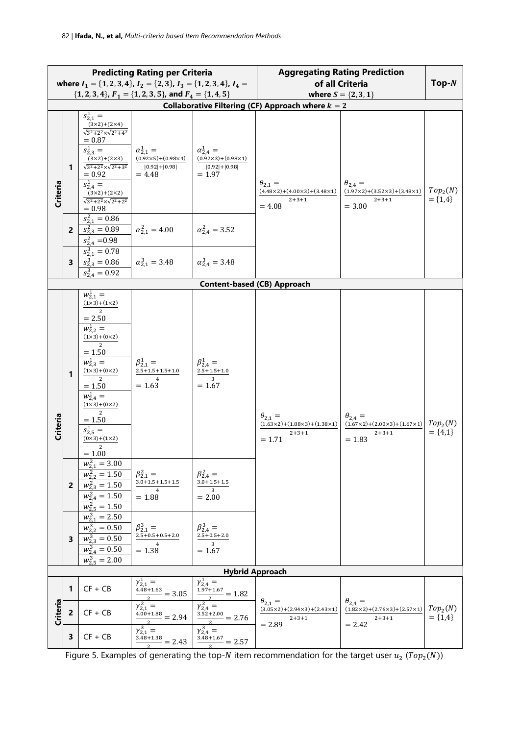| Predicting Rating per Criteria where $I_1 = \{1,2,3,4\}$, $I_2 = \{2,3\}$, $I_3 = \{1,2,3,4\}$, $I_4 = \{1,2,3,4\}$, $F_1 = \{1,2,3,5\}$, and $F_4 = \{1,4,5\}$ | | | | Aggregating Rating Prediction of all Criteria where $S = \{2,3,1\}$ | | Top-$N$ |
|---|---|---|---|---|---|---|
| **Collaborative Filtering (CF) Approach where $k = 2$** | | | | | | |
| Criteria 1 | $s^1_{2,1} = \frac{(3\times2)+(2\times4)}{\sqrt{3^2+2^2}\times\sqrt{2^2+4^2}} = 0.87$; $s^1_{2,3} = \frac{(3\times2)+(2\times3)}{\sqrt{3^2+2^2}\times\sqrt{2^2+3^2}} = 0.92$; $s^1_{2,4} = \frac{(3\times2)+(2\times2)}{\sqrt{3^2+2^2}\times\sqrt{2^2+2^2}} = 0.98$ | $\alpha^1_{2,1} = \frac{(0.92\times5)+(0.98\times4)}{\lvert0.92\rvert+\lvert0.98\rvert} = 4.48$ | $\alpha^1_{2,4} = \frac{(0.92\times3)+(0.98\times1)}{\lvert0.92\rvert+\lvert0.98\rvert} = 1.97$ | $\theta_{2,1} = \frac{(4.48\times2)+(4.00\times3)+(3.48\times1)}{2+3+1} = 4.08$ | $\theta_{2,4} = \frac{(1.97\times2)+(3.52\times3)+(3.48\times1)}{2+3+1} = 3.00$ | $Top_2(N) = \{1,4\}$ |
| Criteria 2 | $s^2_{2,1} = 0.86$; $s^2_{2,3} = 0.89$; $s^2_{2,4} = 0.98$ | $\alpha^2_{2,1} = 4.00$ | $\alpha^2_{2,4} = 3.52$ | | | |
| Criteria 3 | $s^3_{2,1} = 0.78$; $s^3_{2,3} = 0.86$; $s^3_{2,4} = 0.92$ | $\alpha^3_{2,1} = 3.48$ | $\alpha^3_{2,4} = 3.48$ | | | |
| **Content-based (CB) Approach** | | | | | | |
| Criteria 1 | $w^1_{2,1} = \frac{(1\times3)+(1\times2)}{2} = 2.50$; $w^1_{2,2} = \frac{(1\times3)+(0\times2)}{2} = 1.50$; $w^1_{2,3} = \frac{(1\times3)+(0\times2)}{2} = 1.50$; $w^1_{2,4} = \frac{(1\times3)+(0\times2)}{2} = 1.50$; $s^1_{2,5} = \frac{(0\times3)+(1\times2)}{2} = 1.00$ | $\beta^1_{2,1} = \frac{2.5+1.5+1.5+1.0}{4} = 1.63$ | $\beta^1_{2,4} = \frac{2.5+1.5+1.0}{3} = 1.67$ | $\theta_{2,1} = \frac{(1.63\times2)+(1.88\times3)+(1.38\times1)}{2+3+1} = 1.71$ | $\theta_{2,4} = \frac{(1.67\times2)+(2.00\times3)+(1.67\times1)}{2+3+1} = 1.83$ | $Top_2(N) = \{4,1\}$ |
| Criteria 2 | $w^2_{2,1} = 3.00$; $w^2_{2,2} = 1.50$; $w^2_{2,3} = 1.50$; $w^2_{2,4} = 1.50$; $w^2_{2,5} = 1.50$ | $\beta^2_{2,1} = \frac{3.0+1.5+1.5+1.5}{4} = 1.88$ | $\beta^2_{2,4} = \frac{3.0+1.5+1.5}{3} = 2.00$ | | | |
| Criteria 3 | $w^3_{2,1} = 2.50$; $w^3_{2,2} = 0.50$; $w^3_{2,3} = 0.50$; $w^3_{2,4} = 0.50$; $w^3_{2,5} = 2.00$ | $\beta^3_{2,1} = \frac{2.5+0.5+0.5+2.0}{4} = 1.38$ | $\beta^3_{2,4} = \frac{2.5+0.5+2.0}{3} = 1.67$ | | | |
| **Hybrid Approach** | | | | | | |
| Criteria 1 | CF + CB | $\gamma^1_{2,1} = \frac{4.48+1.63}{2} = 3.05$ | $\gamma^1_{2,4} = \frac{1.97+1.67}{2} = 1.82$ | $\theta_{2,1} = \frac{(3.05\times2)+(2.94\times3)+(2.43\times1)}{2+3+1} = 2.89$ | $\theta_{2,4} = \frac{(1.82\times2)+(2.76\times3)+(2.57\times1)}{2+3+1} = 2.42$ | $Top_2(N) = \{1,4\}$ |
| Criteria 2 | CF + CB | $\gamma^2_{2,1} = \frac{4.00+1.88}{2} = 2.94$ | $\gamma^2_{2,4} = \frac{3.52+2.00}{2} = 2.76$ | | | |
| Criteria 3 | CF + CB | $\gamma^3_{2,1} = \frac{3.48+1.38}{2} = 2.43$ | $\gamma^3_{2,4} = \frac{3.48+1.67}{2} = 2.57$ | | | |

Figure 5. Examples of generating the top-$N$ item recommendation for the target user $u_2$ ($Top_2(N)$)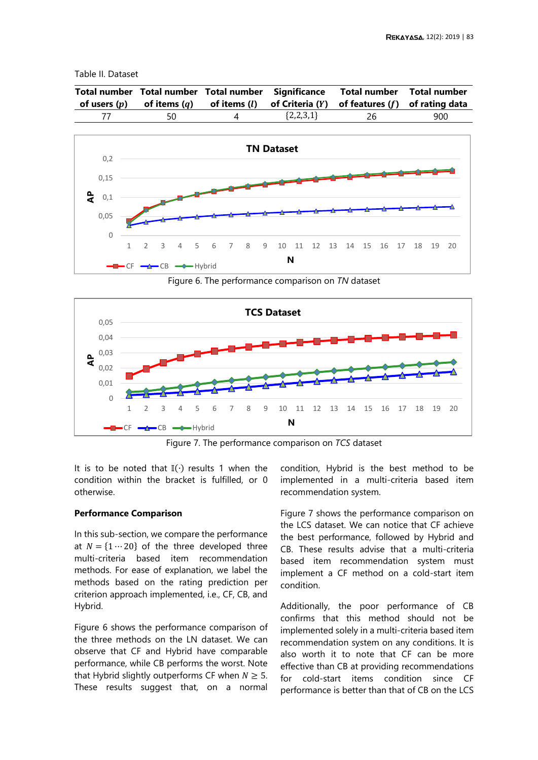Table II. Dataset

| Total number of users ($p$) | Total number of items ($q$) | Total number of items ($l$) | Significance of Criteria ($Y$) | Total number of features ($f$) | Total number of rating data |
|---|---|---|---|---|---|
| 77 | 50 | 4 | {2,2,3,1} | 26 | 900 |

Figure 6. The performance comparison on *TN* dataset

Figure 7. The performance comparison on *TCS* dataset

It is to be noted that $\mathbb{I}(\cdot)$ results 1 when the condition within the bracket is fulfilled, or 0 otherwise.

**Performance Comparison**

In this sub-section, we compare the performance at $N = \{1 \cdots 20\}$ of the three developed three multi-criteria based item recommendation methods. For ease of explanation, we label the methods based on the rating prediction per criterion approach implemented, i.e., CF, CB, and Hybrid.

Figure 6 shows the performance comparison of the three methods on the LN dataset. We can observe that CF and Hybrid have comparable performance, while CB performs the worst. Note that Hybrid slightly outperforms CF when $N \geq 5$. These results suggest that, on a normal condition, Hybrid is the best method to be implemented in a multi-criteria based item recommendation system.

Figure 7 shows the performance comparison on the LCS dataset. We can notice that CF achieve the best performance, followed by Hybrid and CB. These results advise that a multi-criteria based item recommendation system must implement a CF method on a cold-start item condition.

Additionally, the poor performance of CB confirms that this method should not be implemented solely in a multi-criteria based item recommendation system on any conditions. It is also worth it to note that CF can be more effective than CB at providing recommendations for cold-start items condition since CF performance is better than that of CB on the LCS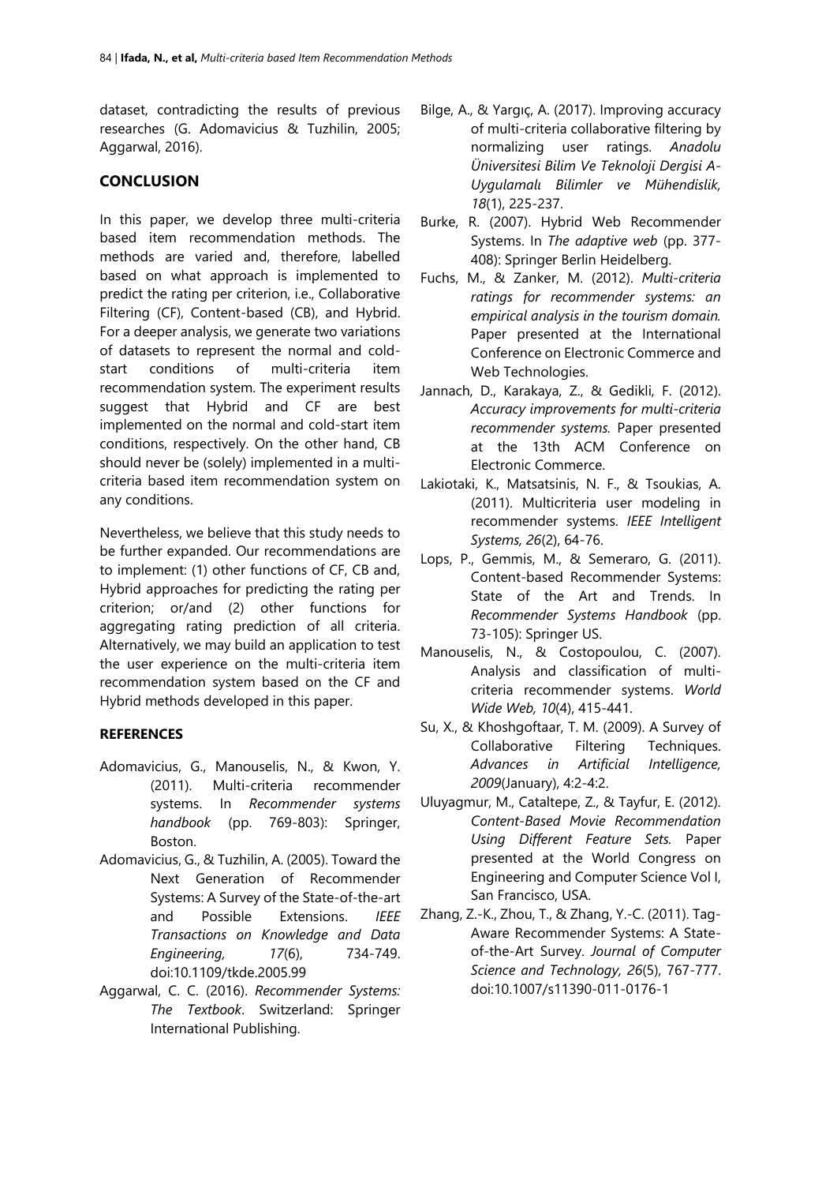dataset, contradicting the results of previous researches (G. Adomavicius & Tuzhilin, 2005; Aggarwal, 2016).

## CONCLUSION

In this paper, we develop three multi-criteria based item recommendation methods. The methods are varied and, therefore, labelled based on what approach is implemented to predict the rating per criterion, i.e., Collaborative Filtering (CF), Content-based (CB), and Hybrid. For a deeper analysis, we generate two variations of datasets to represent the normal and cold-start conditions of multi-criteria item recommendation system. The experiment results suggest that Hybrid and CF are best implemented on the normal and cold-start item conditions, respectively. On the other hand, CB should never be (solely) implemented in a multi-criteria based item recommendation system on any conditions.

Nevertheless, we believe that this study needs to be further expanded. Our recommendations are to implement: (1) other functions of CF, CB and, Hybrid approaches for predicting the rating per criterion; or/and (2) other functions for aggregating rating prediction of all criteria. Alternatively, we may build an application to test the user experience on the multi-criteria item recommendation system based on the CF and Hybrid methods developed in this paper.

### REFERENCES

Adomavicius, G., Manouselis, N., & Kwon, Y. (2011). Multi-criteria recommender systems. In *Recommender systems handbook* (pp. 769-803): Springer, Boston.

Adomavicius, G., & Tuzhilin, A. (2005). Toward the Next Generation of Recommender Systems: A Survey of the State-of-the-art and Possible Extensions. *IEEE Transactions on Knowledge and Data Engineering, 17*(6), 734-749. doi:10.1109/tkde.2005.99

Aggarwal, C. C. (2016). *Recommender Systems: The Textbook*. Switzerland: Springer International Publishing.

Bilge, A., & Yargıç, A. (2017). Improving accuracy of multi-criteria collaborative filtering by normalizing user ratings. *Anadolu Üniversitesi Bilim Ve Teknoloji Dergisi A-Uygulamalı Bilimler ve Mühendislik, 18*(1), 225-237.

Burke, R. (2007). Hybrid Web Recommender Systems. In *The adaptive web* (pp. 377-408): Springer Berlin Heidelberg.

Fuchs, M., & Zanker, M. (2012). *Multi-criteria ratings for recommender systems: an empirical analysis in the tourism domain.* Paper presented at the International Conference on Electronic Commerce and Web Technologies.

Jannach, D., Karakaya, Z., & Gedikli, F. (2012). *Accuracy improvements for multi-criteria recommender systems.* Paper presented at the 13th ACM Conference on Electronic Commerce.

Lakiotaki, K., Matsatsinis, N. F., & Tsoukias, A. (2011). Multicriteria user modeling in recommender systems. *IEEE Intelligent Systems, 26*(2), 64-76.

Lops, P., Gemmis, M., & Semeraro, G. (2011). Content-based Recommender Systems: State of the Art and Trends. In *Recommender Systems Handbook* (pp. 73-105): Springer US.

Manouselis, N., & Costopoulou, C. (2007). Analysis and classification of multi-criteria recommender systems. *World Wide Web, 10*(4), 415-441.

Su, X., & Khoshgoftaar, T. M. (2009). A Survey of Collaborative Filtering Techniques. *Advances in Artificial Intelligence, 2009*(January), 4:2-4:2.

Uluyagmur, M., Cataltepe, Z., & Tayfur, E. (2012). *Content-Based Movie Recommendation Using Different Feature Sets.* Paper presented at the World Congress on Engineering and Computer Science Vol I, San Francisco, USA.

Zhang, Z.-K., Zhou, T., & Zhang, Y.-C. (2011). Tag-Aware Recommender Systems: A State-of-the-Art Survey. *Journal of Computer Science and Technology, 26*(5), 767-777. doi:10.1007/s11390-011-0176-1